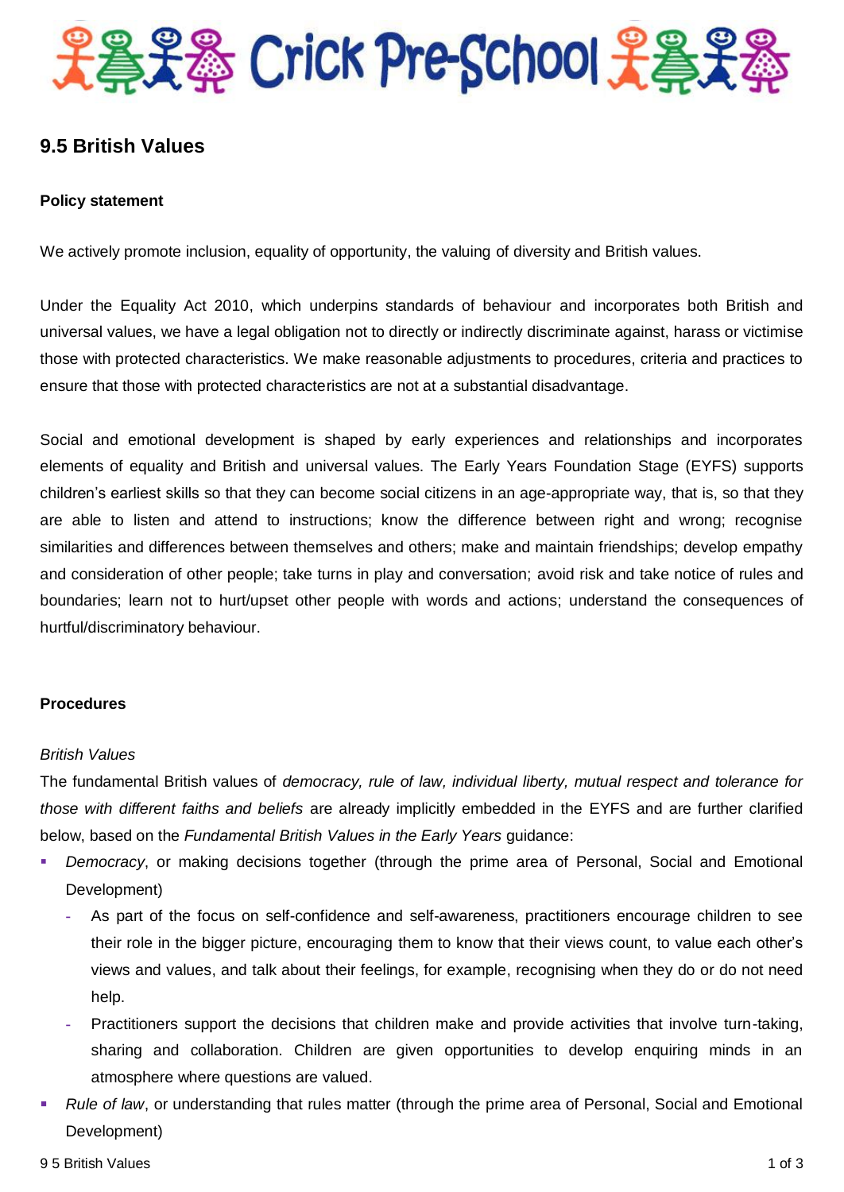# Crick Pre-School

## 9.5 British Values

**Policy statement**

We actively promote inclusion, equality of opportunity, the valuing of diversity and British values.

Under the Equality Act 2010, which underpins standards of behaviour and incorporates both British and universal values, we have a legal obligation not to directly or indirectly discriminate against, harass or victimise those with protected characteristics. We make reasonable adjustments to procedures, criteria and practices to ensure that those with protected characteristics are not at a substantial disadvantage.

Social and emotional development is shaped by early experiences and relationships and incorporates elements of equality and British and universal values. The Early Years Foundation Stage (EYFS) supports children's earliest skills so that they can become social citizens in an age-appropriate way, that is, so that they are able to listen and attend to instructions; know the difference between right and wrong; recognise similarities and differences between themselves and others; make and maintain friendships; develop empathy and consideration of other people; take turns in play and conversation; avoid risk and take notice of rules and boundaries; learn not to hurt/upset other people with words and actions; understand the consequences of hurtful/discriminatory behaviour.

**Procedures**

*British Values*

The fundamental British values of *democracy, rule of law, individual liberty, mutual respect and tolerance for those with different faiths and beliefs* are already implicitly embedded in the EYFS and are further clarified below, based on the *Fundamental British Values in the Early Years* guidance:

- *Democracy*, or making decisions together (through the prime area of Personal, Social and Emotional Development)
  - As part of the focus on self-confidence and self-awareness, practitioners encourage children to see their role in the bigger picture, encouraging them to know that their views count, to value each other's views and values, and talk about their feelings, for example, recognising when they do or do not need help.
  - Practitioners support the decisions that children make and provide activities that involve turn-taking, sharing and collaboration. Children are given opportunities to develop enquiring minds in an atmosphere where questions are valued.
- *Rule of law*, or understanding that rules matter (through the prime area of Personal, Social and Emotional Development)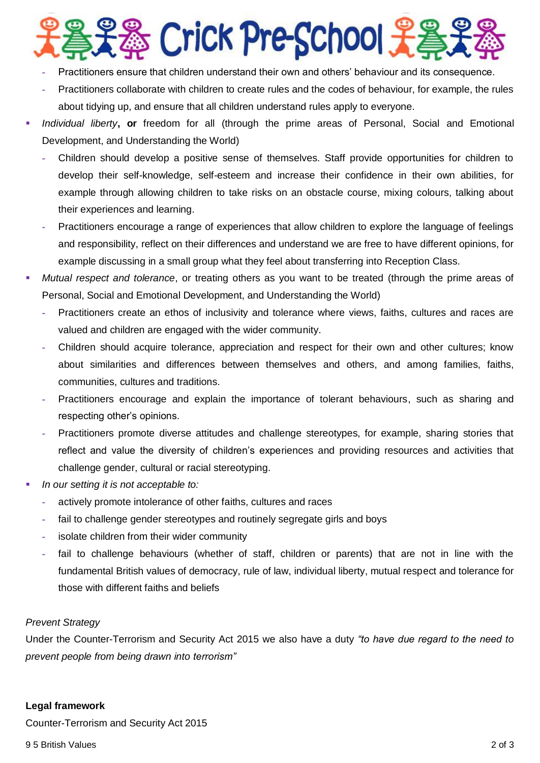- Practitioners ensure that children understand their own and others' behaviour and its consequence.
- Practitioners collaborate with children to create rules and the codes of behaviour, for example, the rules about tidying up, and ensure that all children understand rules apply to everyone.

- *Individual liberty*, **or** freedom for all (through the prime areas of Personal, Social and Emotional Development, and Understanding the World)
  - Children should develop a positive sense of themselves. Staff provide opportunities for children to develop their self-knowledge, self-esteem and increase their confidence in their own abilities, for example through allowing children to take risks on an obstacle course, mixing colours, talking about their experiences and learning.
  - Practitioners encourage a range of experiences that allow children to explore the language of feelings and responsibility, reflect on their differences and understand we are free to have different opinions, for example discussing in a small group what they feel about transferring into Reception Class.
- *Mutual respect and tolerance*, or treating others as you want to be treated (through the prime areas of Personal, Social and Emotional Development, and Understanding the World)
  - Practitioners create an ethos of inclusivity and tolerance where views, faiths, cultures and races are valued and children are engaged with the wider community.
  - Children should acquire tolerance, appreciation and respect for their own and other cultures; know about similarities and differences between themselves and others, and among families, faiths, communities, cultures and traditions.
  - Practitioners encourage and explain the importance of tolerant behaviours, such as sharing and respecting other's opinions.
  - Practitioners promote diverse attitudes and challenge stereotypes, for example, sharing stories that reflect and value the diversity of children's experiences and providing resources and activities that challenge gender, cultural or racial stereotyping.
- *In our setting it is not acceptable to:*
  - actively promote intolerance of other faiths, cultures and races
  - fail to challenge gender stereotypes and routinely segregate girls and boys
  - isolate children from their wider community
  - fail to challenge behaviours (whether of staff, children or parents) that are not in line with the fundamental British values of democracy, rule of law, individual liberty, mutual respect and tolerance for those with different faiths and beliefs

*Prevent Strategy*

Under the Counter-Terrorism and Security Act 2015 we also have a duty *"to have due regard to the need to prevent people from being drawn into terrorism"*

**Legal framework**

Counter-Terrorism and Security Act 2015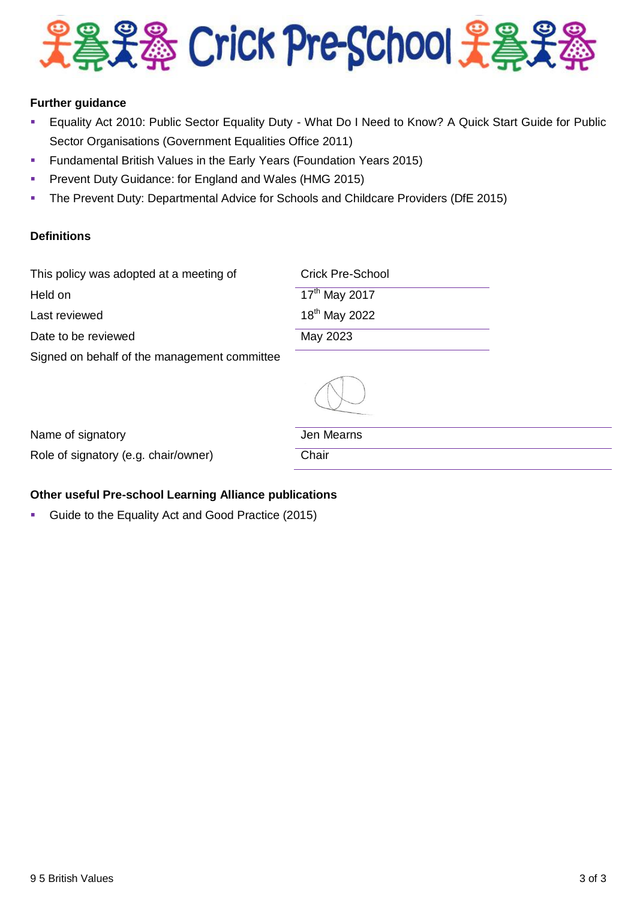Crick Pre-School

**Further guidance**

- Equality Act 2010: Public Sector Equality Duty - What Do I Need to Know? A Quick Start Guide for Public Sector Organisations (Government Equalities Office 2011)
- Fundamental British Values in the Early Years (Foundation Years 2015)
- Prevent Duty Guidance: for England and Wales (HMG 2015)
- The Prevent Duty: Departmental Advice for Schools and Childcare Providers (DfE 2015)

**Definitions**

| | |
|---|---|
| This policy was adopted at a meeting of | Crick Pre-School |
| Held on | 17th May 2017 |
| Last reviewed | 18th May 2022 |
| Date to be reviewed | May 2023 |
| Signed on behalf of the management committee | |
| Name of signatory | Jen Mearns |
| Role of signatory (e.g. chair/owner) | Chair |

**Other useful Pre-school Learning Alliance publications**

- Guide to the Equality Act and Good Practice (2015)